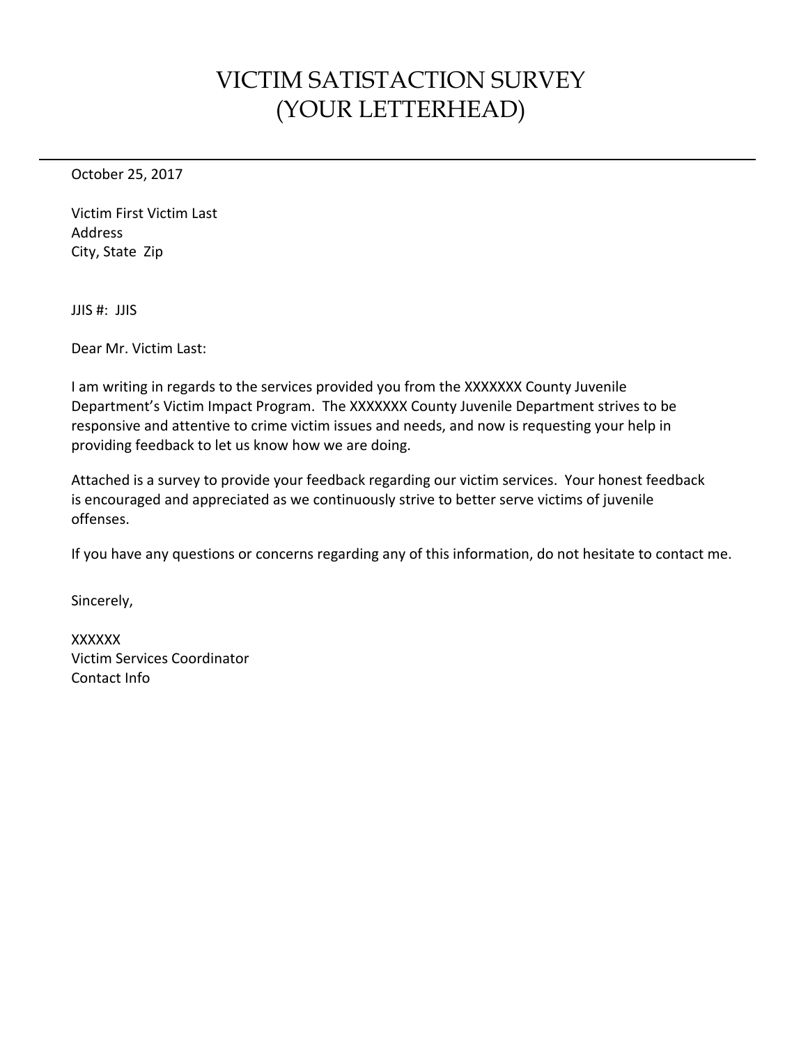# VICTIM SATISTACTION SURVEY
# (YOUR LETTERHEAD)

---

October 25, 2017

Victim First Victim Last
Address
City, State Zip

JJIS #: JJIS

Dear Mr. Victim Last:

I am writing in regards to the services provided you from the XXXXXXX County Juvenile Department's Victim Impact Program. The XXXXXXX County Juvenile Department strives to be responsive and attentive to crime victim issues and needs, and now is requesting your help in providing feedback to let us know how we are doing.

Attached is a survey to provide your feedback regarding our victim services. Your honest feedback is encouraged and appreciated as we continuously strive to better serve victims of juvenile offenses.

If you have any questions or concerns regarding any of this information, do not hesitate to contact me.

Sincerely,

XXXXXX
Victim Services Coordinator
Contact Info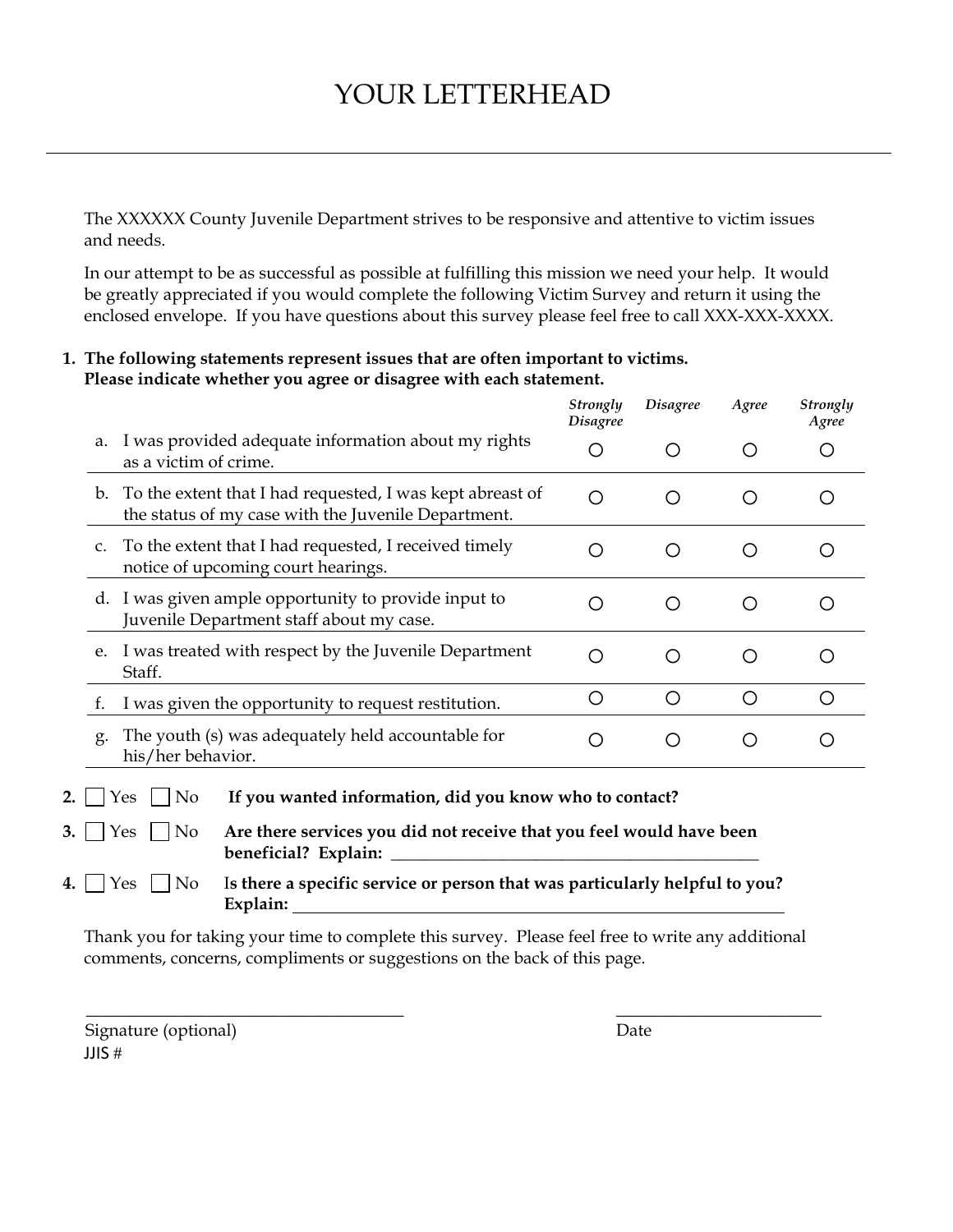# YOUR LETTERHEAD

---

The XXXXXX County Juvenile Department strives to be responsive and attentive to victim issues and needs.

In our attempt to be as successful as possible at fulfilling this mission we need your help. It would be greatly appreciated if you would complete the following Victim Survey and return it using the enclosed envelope. If you have questions about this survey please feel free to call XXX-XXX-XXXX.

**1. The following statements represent issues that are often important to victims. Please indicate whether you agree or disagree with each statement.**

| | *Strongly Disagree* | *Disagree* | *Agree* | *Strongly Agree* |
|---|---|---|---|---|
| a. I was provided adequate information about my rights as a victim of crime. | ○ | ○ | ○ | ○ |
| b. To the extent that I had requested, I was kept abreast of the status of my case with the Juvenile Department. | ○ | ○ | ○ | ○ |
| c. To the extent that I had requested, I received timely notice of upcoming court hearings. | ○ | ○ | ○ | ○ |
| d. I was given ample opportunity to provide input to Juvenile Department staff about my case. | ○ | ○ | ○ | ○ |
| e. I was treated with respect by the Juvenile Department Staff. | ○ | ○ | ○ | ○ |
| f. I was given the opportunity to request restitution. | ○ | ○ | ○ | ○ |
| g. The youth (s) was adequately held accountable for his/her behavior. | ○ | ○ | ○ | ○ |

**2.** ☐ Yes ☐ No **If you wanted information, did you know who to contact?**

**3.** ☐ Yes ☐ No **Are there services you did not receive that you feel would have been beneficial? Explain:** ____________________________________________

**4.** ☐ Yes ☐ No I**s there a specific service or person that was particularly helpful to you? Explain:** ____________________________________________________________

Thank you for taking your time to complete this survey. Please feel free to write any additional comments, concerns, compliments or suggestions on the back of this page.

______________________________________ ________________________

Signature (optional) Date

JJIS #